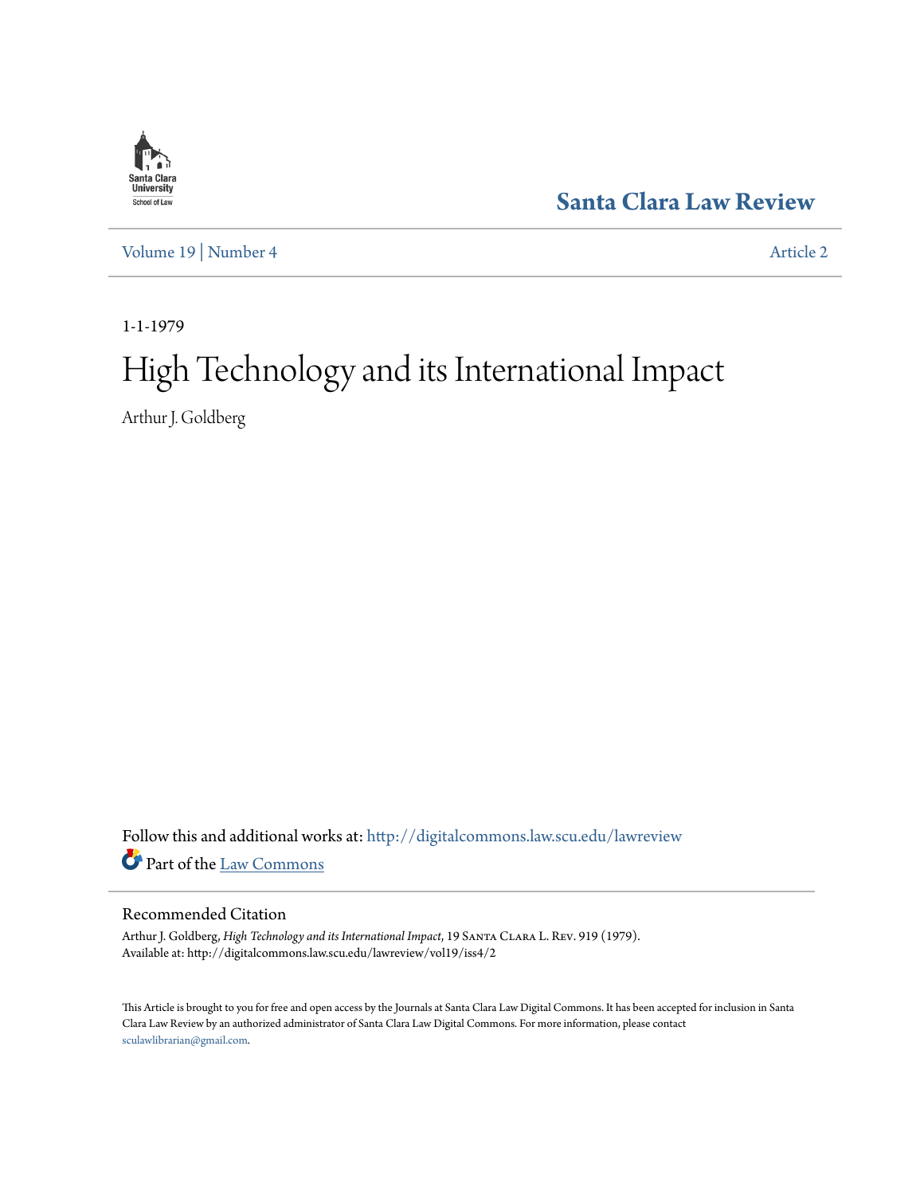Santa Clara Law Review

Volume 19 | Number 4 — Article 2

1-1-1979

# High Technology and its International Impact

Arthur J. Goldberg

Follow this and additional works at: http://digitalcommons.law.scu.edu/lawreview

Part of the Law Commons

## Recommended Citation

Arthur J. Goldberg, *High Technology and its International Impact*, 19 Santa Clara L. Rev. 919 (1979).
Available at: http://digitalcommons.law.scu.edu/lawreview/vol19/iss4/2

This Article is brought to you for free and open access by the Journals at Santa Clara Law Digital Commons. It has been accepted for inclusion in Santa Clara Law Review by an authorized administrator of Santa Clara Law Digital Commons. For more information, please contact sculawlibrarian@gmail.com.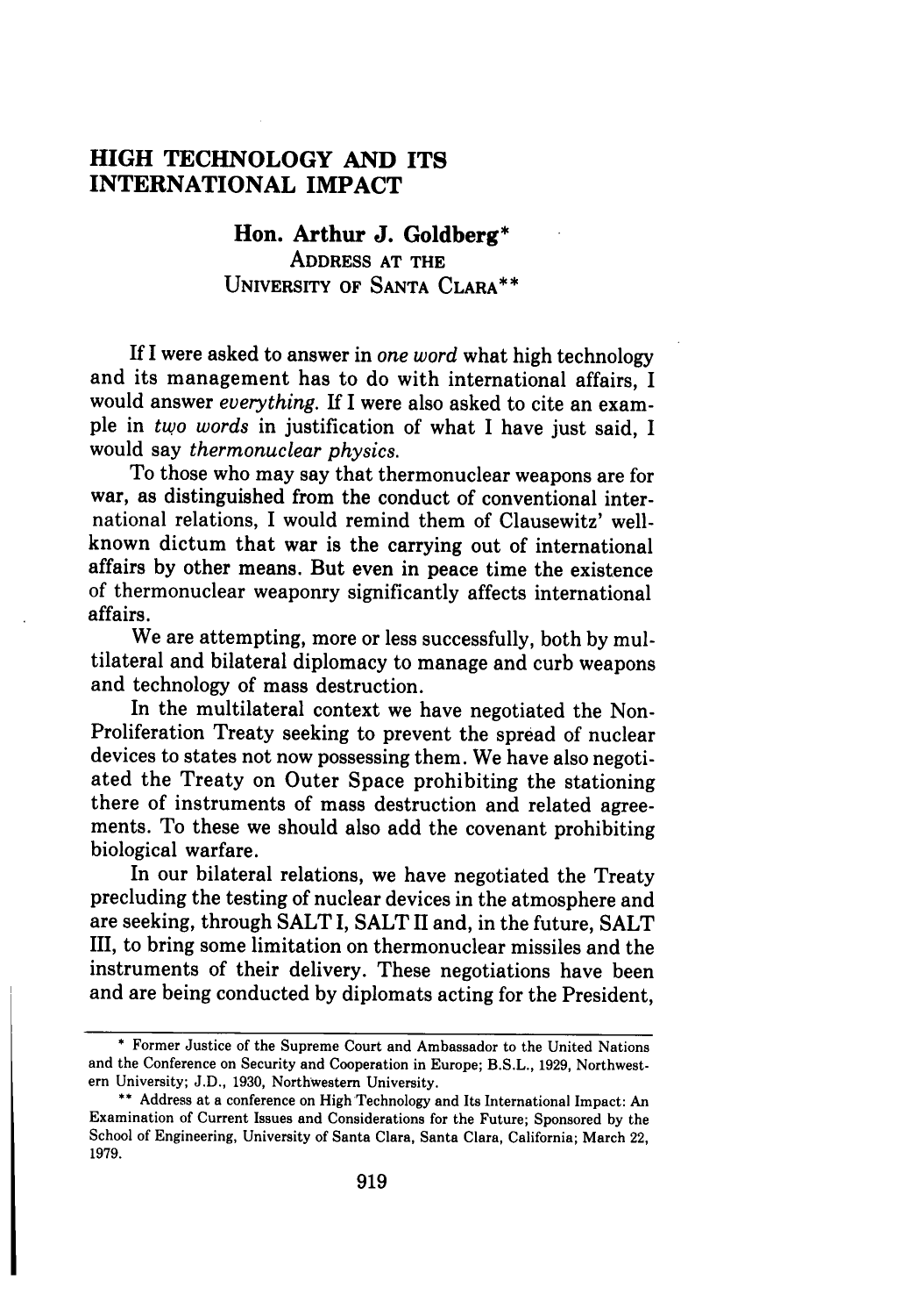# HIGH TECHNOLOGY AND ITS INTERNATIONAL IMPACT

## Hon. Arthur J. Goldberg*

ADDRESS AT THE UNIVERSITY OF SANTA CLARA**

If I were asked to answer in *one word* what high technology and its management has to do with international affairs, I would answer *everything*. If I were also asked to cite an example in *two words* in justification of what I have just said, I would say *thermonuclear physics*.

To those who may say that thermonuclear weapons are for war, as distinguished from the conduct of conventional international relations, I would remind them of Clausewitz' well-known dictum that war is the carrying out of international affairs by other means. But even in peace time the existence of thermonuclear weaponry significantly affects international affairs.

We are attempting, more or less successfully, both by multilateral and bilateral diplomacy to manage and curb weapons and technology of mass destruction.

In the multilateral context we have negotiated the Non-Proliferation Treaty seeking to prevent the spread of nuclear devices to states not now possessing them. We have also negotiated the Treaty on Outer Space prohibiting the stationing there of instruments of mass destruction and related agreements. To these we should also add the covenant prohibiting biological warfare.

In our bilateral relations, we have negotiated the Treaty precluding the testing of nuclear devices in the atmosphere and are seeking, through SALT I, SALT II and, in the future, SALT III, to bring some limitation on thermonuclear missiles and the instruments of their delivery. These negotiations have been and are being conducted by diplomats acting for the President,

---

\* Former Justice of the Supreme Court and Ambassador to the United Nations and the Conference on Security and Cooperation in Europe; B.S.L., 1929, Northwestern University; J.D., 1930, Northwestern University.

\*\* Address at a conference on High Technology and Its International Impact: An Examination of Current Issues and Considerations for the Future; Sponsored by the School of Engineering, University of Santa Clara, Santa Clara, California; March 22, 1979.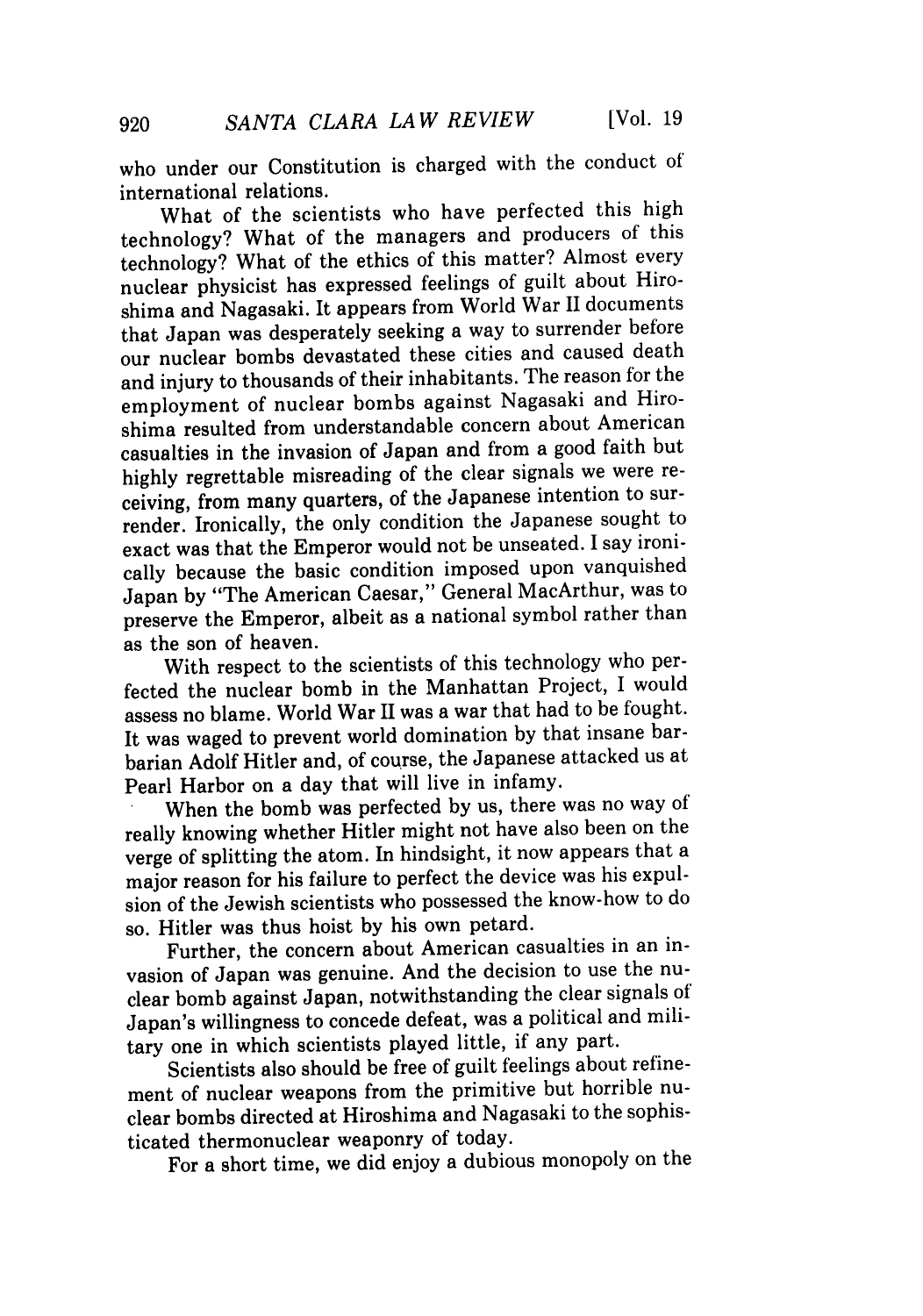who under our Constitution is charged with the conduct of international relations.

What of the scientists who have perfected this high technology? What of the managers and producers of this technology? What of the ethics of this matter? Almost every nuclear physicist has expressed feelings of guilt about Hiroshima and Nagasaki. It appears from World War II documents that Japan was desperately seeking a way to surrender before our nuclear bombs devastated these cities and caused death and injury to thousands of their inhabitants. The reason for the employment of nuclear bombs against Nagasaki and Hiroshima resulted from understandable concern about American casualties in the invasion of Japan and from a good faith but highly regrettable misreading of the clear signals we were receiving, from many quarters, of the Japanese intention to surrender. Ironically, the only condition the Japanese sought to exact was that the Emperor would not be unseated. I say ironically because the basic condition imposed upon vanquished Japan by "The American Caesar," General MacArthur, was to preserve the Emperor, albeit as a national symbol rather than as the son of heaven.

With respect to the scientists of this technology who perfected the nuclear bomb in the Manhattan Project, I would assess no blame. World War II was a war that had to be fought. It was waged to prevent world domination by that insane barbarian Adolf Hitler and, of course, the Japanese attacked us at Pearl Harbor on a day that will live in infamy.

When the bomb was perfected by us, there was no way of really knowing whether Hitler might not have also been on the verge of splitting the atom. In hindsight, it now appears that a major reason for his failure to perfect the device was his expulsion of the Jewish scientists who possessed the know-how to do so. Hitler was thus hoist by his own petard.

Further, the concern about American casualties in an invasion of Japan was genuine. And the decision to use the nuclear bomb against Japan, notwithstanding the clear signals of Japan's willingness to concede defeat, was a political and military one in which scientists played little, if any part.

Scientists also should be free of guilt feelings about refinement of nuclear weapons from the primitive but horrible nuclear bombs directed at Hiroshima and Nagasaki to the sophisticated thermonuclear weaponry of today.

For a short time, we did enjoy a dubious monopoly on the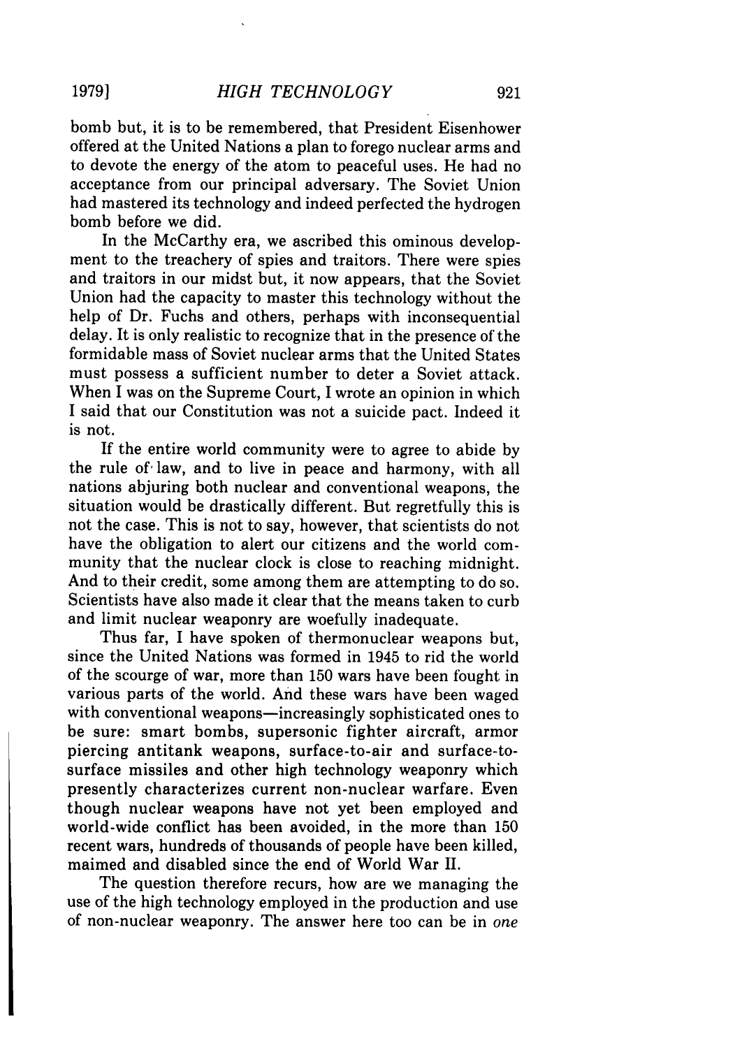bomb but, it is to be remembered, that President Eisenhower offered at the United Nations a plan to forego nuclear arms and to devote the energy of the atom to peaceful uses. He had no acceptance from our principal adversary. The Soviet Union had mastered its technology and indeed perfected the hydrogen bomb before we did.

In the McCarthy era, we ascribed this ominous development to the treachery of spies and traitors. There were spies and traitors in our midst but, it now appears, that the Soviet Union had the capacity to master this technology without the help of Dr. Fuchs and others, perhaps with inconsequential delay. It is only realistic to recognize that in the presence of the formidable mass of Soviet nuclear arms that the United States must possess a sufficient number to deter a Soviet attack. When I was on the Supreme Court, I wrote an opinion in which I said that our Constitution was not a suicide pact. Indeed it is not.

If the entire world community were to agree to abide by the rule of law, and to live in peace and harmony, with all nations abjuring both nuclear and conventional weapons, the situation would be drastically different. But regretfully this is not the case. This is not to say, however, that scientists do not have the obligation to alert our citizens and the world community that the nuclear clock is close to reaching midnight. And to their credit, some among them are attempting to do so. Scientists have also made it clear that the means taken to curb and limit nuclear weaponry are woefully inadequate.

Thus far, I have spoken of thermonuclear weapons but, since the United Nations was formed in 1945 to rid the world of the scourge of war, more than 150 wars have been fought in various parts of the world. And these wars have been waged with conventional weapons—increasingly sophisticated ones to be sure: smart bombs, supersonic fighter aircraft, armor piercing antitank weapons, surface-to-air and surface-to-surface missiles and other high technology weaponry which presently characterizes current non-nuclear warfare. Even though nuclear weapons have not yet been employed and world-wide conflict has been avoided, in the more than 150 recent wars, hundreds of thousands of people have been killed, maimed and disabled since the end of World War II.

The question therefore recurs, how are we managing the use of the high technology employed in the production and use of non-nuclear weaponry. The answer here too can be in *one*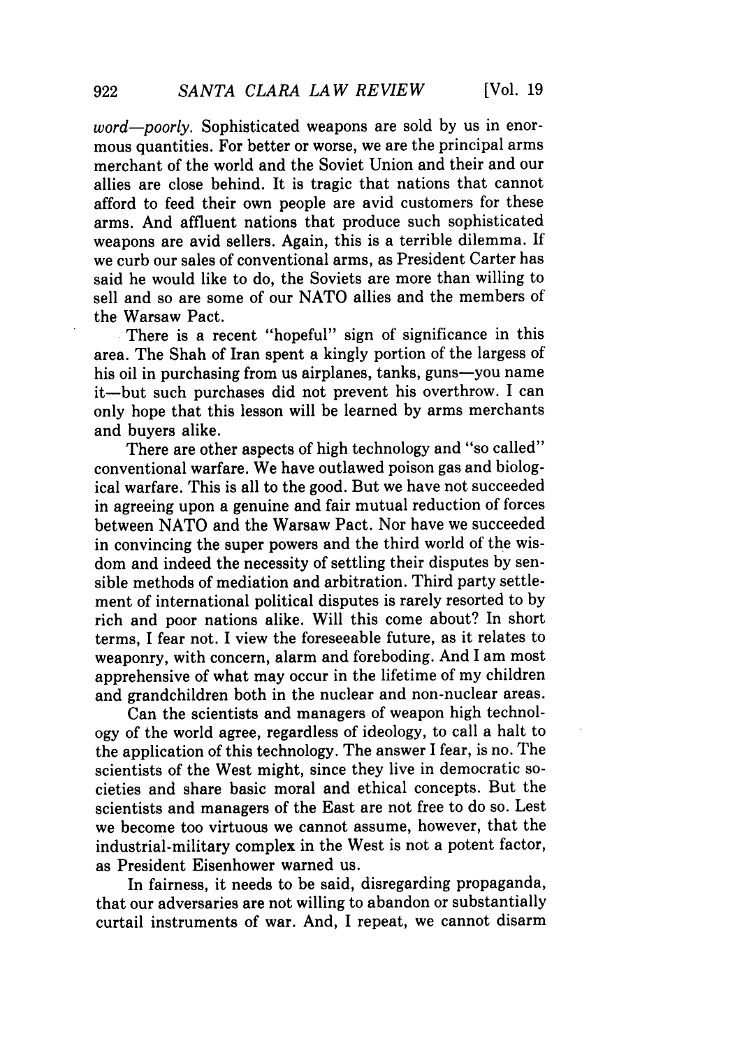*word—poorly*. Sophisticated weapons are sold by us in enormous quantities. For better or worse, we are the principal arms merchant of the world and the Soviet Union and their and our allies are close behind. It is tragic that nations that cannot afford to feed their own people are avid customers for these arms. And affluent nations that produce such sophisticated weapons are avid sellers. Again, this is a terrible dilemma. If we curb our sales of conventional arms, as President Carter has said he would like to do, the Soviets are more than willing to sell and so are some of our NATO allies and the members of the Warsaw Pact.

There is a recent "hopeful" sign of significance in this area. The Shah of Iran spent a kingly portion of the largess of his oil in purchasing from us airplanes, tanks, guns—you name it—but such purchases did not prevent his overthrow. I can only hope that this lesson will be learned by arms merchants and buyers alike.

There are other aspects of high technology and "so called" conventional warfare. We have outlawed poison gas and biological warfare. This is all to the good. But we have not succeeded in agreeing upon a genuine and fair mutual reduction of forces between NATO and the Warsaw Pact. Nor have we succeeded in convincing the super powers and the third world of the wisdom and indeed the necessity of settling their disputes by sensible methods of mediation and arbitration. Third party settlement of international political disputes is rarely resorted to by rich and poor nations alike. Will this come about? In short terms, I fear not. I view the foreseeable future, as it relates to weaponry, with concern, alarm and foreboding. And I am most apprehensive of what may occur in the lifetime of my children and grandchildren both in the nuclear and non-nuclear areas.

Can the scientists and managers of weapon high technology of the world agree, regardless of ideology, to call a halt to the application of this technology. The answer I fear, is no. The scientists of the West might, since they live in democratic societies and share basic moral and ethical concepts. But the scientists and managers of the East are not free to do so. Lest we become too virtuous we cannot assume, however, that the industrial-military complex in the West is not a potent factor, as President Eisenhower warned us.

In fairness, it needs to be said, disregarding propaganda, that our adversaries are not willing to abandon or substantially curtail instruments of war. And, I repeat, we cannot disarm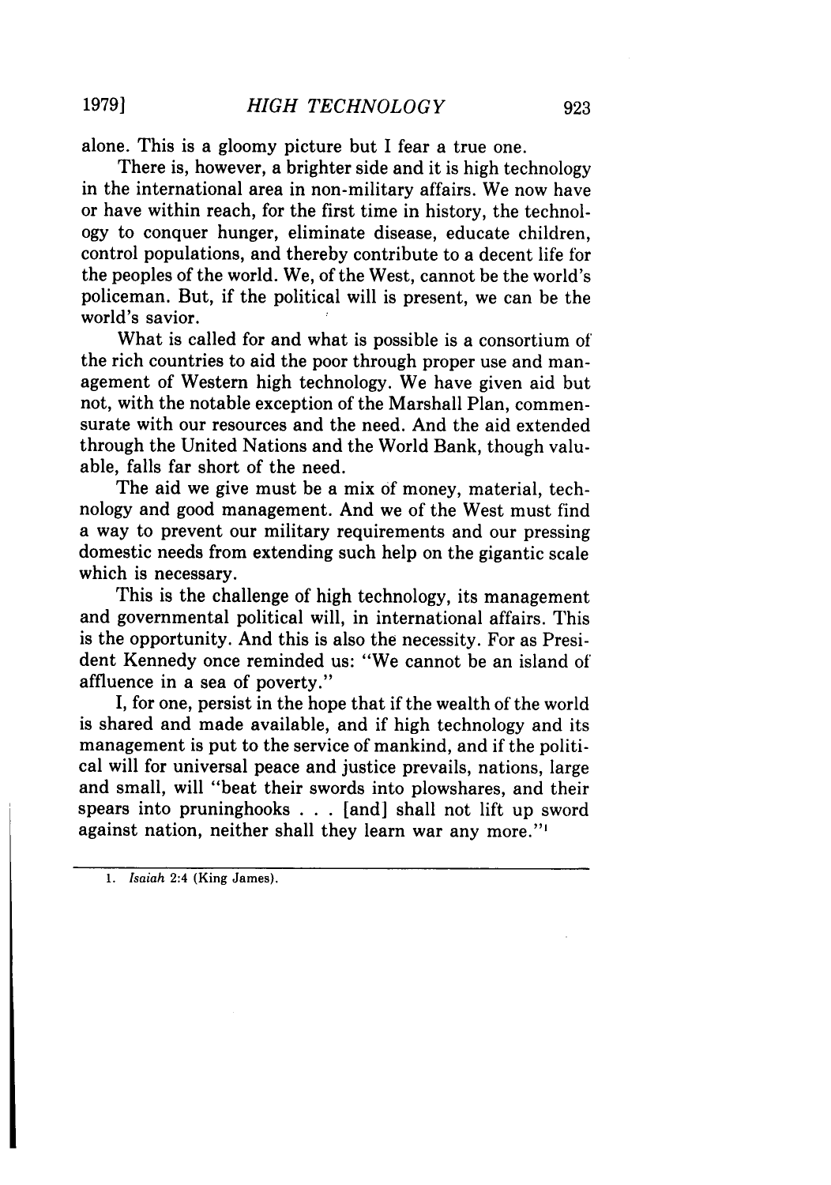alone. This is a gloomy picture but I fear a true one.

There is, however, a brighter side and it is high technology in the international area in non-military affairs. We now have or have within reach, for the first time in history, the technology to conquer hunger, eliminate disease, educate children, control populations, and thereby contribute to a decent life for the peoples of the world. We, of the West, cannot be the world's policeman. But, if the political will is present, we can be the world's savior.

What is called for and what is possible is a consortium of the rich countries to aid the poor through proper use and management of Western high technology. We have given aid but not, with the notable exception of the Marshall Plan, commensurate with our resources and the need. And the aid extended through the United Nations and the World Bank, though valuable, falls far short of the need.

The aid we give must be a mix of money, material, technology and good management. And we of the West must find a way to prevent our military requirements and our pressing domestic needs from extending such help on the gigantic scale which is necessary.

This is the challenge of high technology, its management and governmental political will, in international affairs. This is the opportunity. And this is also the necessity. For as President Kennedy once reminded us: "We cannot be an island of affluence in a sea of poverty."

I, for one, persist in the hope that if the wealth of the world is shared and made available, and if high technology and its management is put to the service of mankind, and if the political will for universal peace and justice prevails, nations, large and small, will "beat their swords into plowshares, and their spears into pruninghooks . . . [and] shall not lift up sword against nation, neither shall they learn war any more."[1]

---

1. *Isaiah* 2:4 (King James).